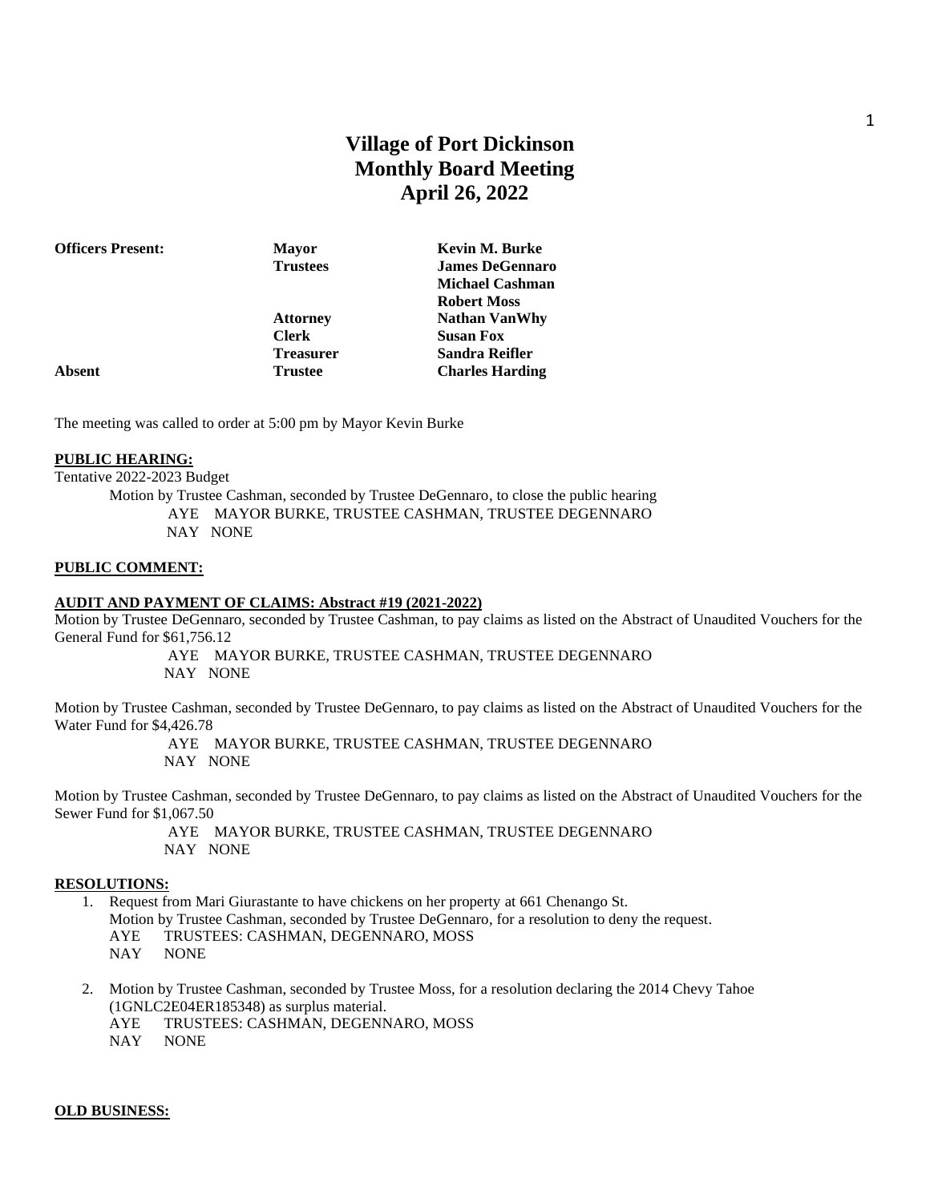# Village of Port Dickinson
## Monthly Board Meeting
## April 26, 2022

| **Officers Present:** | **Mayor** | **Kevin M. Burke** |
|---|---|---|
| | **Trustees** | **James DeGennaro** |
| | | **Michael Cashman** |
| | | **Robert Moss** |
| | **Attorney** | **Nathan VanWhy** |
| | **Clerk** | **Susan Fox** |
| | **Treasurer** | **Sandra Reifler** |
| **Absent** | **Trustee** | **Charles Harding** |

The meeting was called to order at 5:00 pm by Mayor Kevin Burke

**PUBLIC HEARING:**

Tentative 2022-2023 Budget

Motion by Trustee Cashman, seconded by Trustee DeGennaro, to close the public hearing

AYE MAYOR BURKE, TRUSTEE CASHMAN, TRUSTEE DEGENNARO
NAY NONE

**PUBLIC COMMENT:**

**AUDIT AND PAYMENT OF CLAIMS: Abstract #19 (2021-2022)**

Motion by Trustee DeGennaro, seconded by Trustee Cashman, to pay claims as listed on the Abstract of Unaudited Vouchers for the General Fund for $61,756.12

AYE MAYOR BURKE, TRUSTEE CASHMAN, TRUSTEE DEGENNARO
NAY NONE

Motion by Trustee Cashman, seconded by Trustee DeGennaro, to pay claims as listed on the Abstract of Unaudited Vouchers for the Water Fund for $4,426.78

AYE MAYOR BURKE, TRUSTEE CASHMAN, TRUSTEE DEGENNARO
NAY NONE

Motion by Trustee Cashman, seconded by Trustee DeGennaro, to pay claims as listed on the Abstract of Unaudited Vouchers for the Sewer Fund for $1,067.50

AYE MAYOR BURKE, TRUSTEE CASHMAN, TRUSTEE DEGENNARO
NAY NONE

**RESOLUTIONS:**

1. Request from Mari Giurastante to have chickens on her property at 661 Chenango St.
   Motion by Trustee Cashman, seconded by Trustee DeGennaro, for a resolution to deny the request.
   AYE TRUSTEES: CASHMAN, DEGENNARO, MOSS
   NAY NONE

2. Motion by Trustee Cashman, seconded by Trustee Moss, for a resolution declaring the 2014 Chevy Tahoe (1GNLC2E04ER185348) as surplus material.
   AYE TRUSTEES: CASHMAN, DEGENNARO, MOSS
   NAY NONE

**OLD BUSINESS:**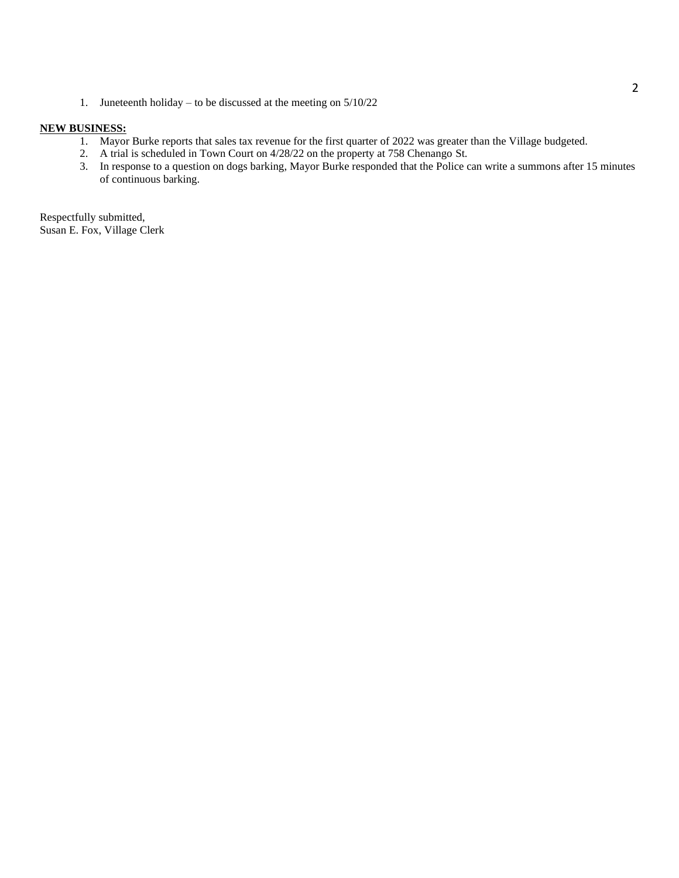1. Juneteenth holiday – to be discussed at the meeting on 5/10/22

**NEW BUSINESS:**

1. Mayor Burke reports that sales tax revenue for the first quarter of 2022 was greater than the Village budgeted.
2. A trial is scheduled in Town Court on 4/28/22 on the property at 758 Chenango St.
3. In response to a question on dogs barking, Mayor Burke responded that the Police can write a summons after 15 minutes of continuous barking.

Respectfully submitted,
Susan E. Fox, Village Clerk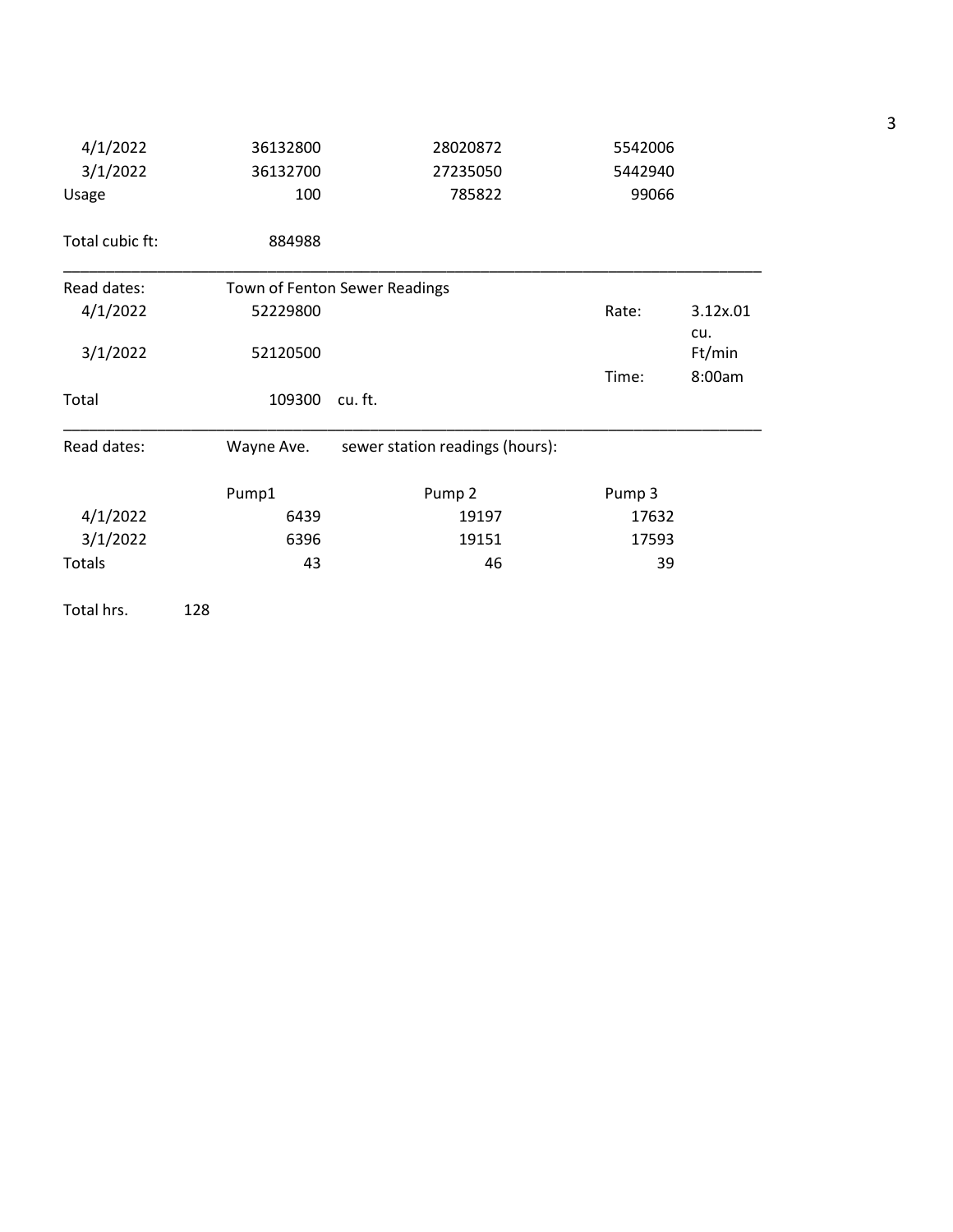| | | | | |
|---|---|---|---|---|
| 4/1/2022 | 36132800 | 28020872 | 5542006 | |
| 3/1/2022 | 36132700 | 27235050 | 5442940 | |
| Usage | 100 | 785822 | 99066 | |
| | | | | |
| Total cubic ft: | 884988 | | | |

---

| Read dates: | Town of Fenton Sewer Readings | | | |
|---|---|---|---|---|
| 4/1/2022 | 52229800 | | Rate: | 3.12x.01 cu. Ft/min |
| 3/1/2022 | 52120500 | | | |
| | | | Time: | 8:00am |
| Total | 109300 | cu. ft. | | |

---

| Read dates: | Wayne Ave. | sewer station readings (hours): | |
|---|---|---|---|
| | Pump1 | Pump 2 | Pump 3 |
| 4/1/2022 | 6439 | 19197 | 17632 |
| 3/1/2022 | 6396 | 19151 | 17593 |
| Totals | 43 | 46 | 39 |

Total hrs. 128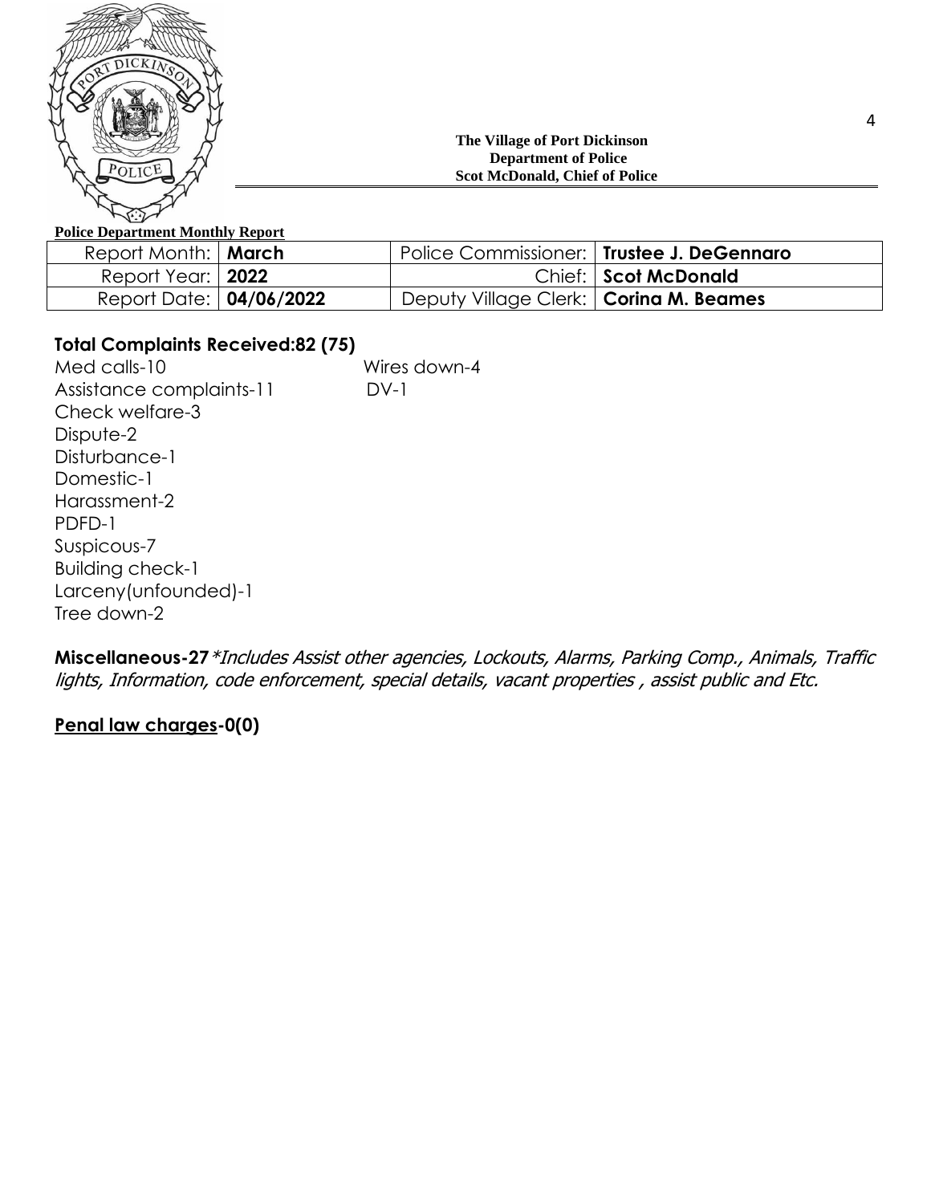**The Village of Port Dickinson**
**Department of Police**
**Scot McDonald, Chief of Police**

**Police Department Monthly Report**

| | | | |
|---|---|---|---|
| Report Month: | **March** | Police Commissioner: | **Trustee J. DeGennaro** |
| Report Year: | **2022** | Chief: | **Scot McDonald** |
| Report Date: | **04/06/2022** | Deputy Village Clerk: | **Corina M. Beames** |

**Total Complaints Received:82 (75)**

Med calls-10
Assistance complaints-11
Check welfare-3
Dispute-2
Disturbance-1
Domestic-1
Harassment-2
PDFD-1
Suspicous-7
Building check-1
Larceny(unfounded)-1
Tree down-2
Wires down-4
DV-1

**Miscellaneous-27** *\*Includes Assist other agencies, Lockouts, Alarms, Parking Comp., Animals, Traffic lights, Information, code enforcement, special details, vacant properties , assist public and Etc.*

**<u>Penal law charges</u>-0(0)**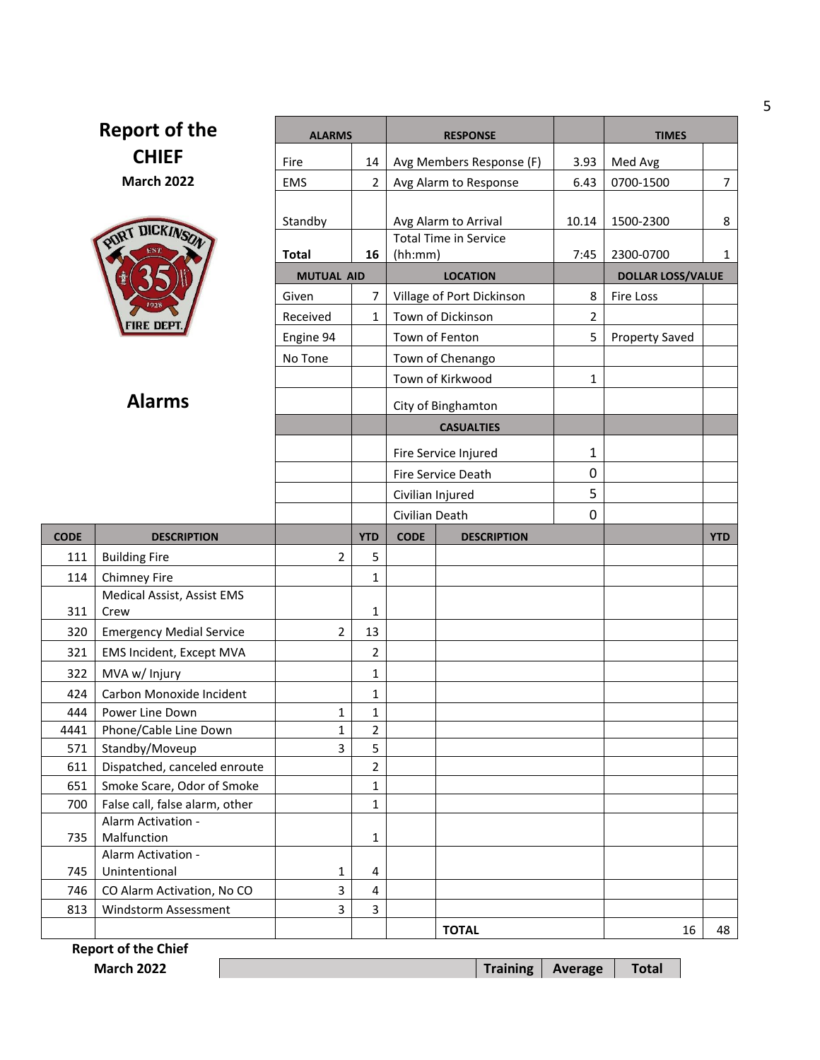# Report of the CHIEF

**March 2022**

## Alarms

| ALARMS | | RESPONSE | | TIMES | |
|---|---|---|---|---|---|
| Fire | 14 | Avg Members Response (F) | 3.93 | Med Avg | |
| EMS | 2 | Avg Alarm to Response | 6.43 | 0700-1500 | 7 |
| Standby | | Avg Alarm to Arrival | 10.14 | 1500-2300 | 8 |
| **Total** | **16** | Total Time in Service (hh:mm) | 7:45 | 2300-0700 | 1 |
| **MUTUAL AID** | | **LOCATION** | | **DOLLAR LOSS/VALUE** | |
| Given | 7 | Village of Port Dickinson | 8 | Fire Loss | |
| Received | 1 | Town of Dickinson | 2 | | |
| Engine 94 | | Town of Fenton | 5 | Property Saved | |
| No Tone | | Town of Chenango | | | |
| | | Town of Kirkwood | 1 | | |
| | | City of Binghamton | | | |
| | | **CASUALTIES** | | | |
| | | Fire Service Injured | 1 | | |
| | | Fire Service Death | 0 | | |
| | | Civilian Injured | 5 | | |
| | | Civilian Death | 0 | | |

| CODE | DESCRIPTION | | YTD | CODE | DESCRIPTION | | YTD |
|---|---|---|---|---|---|---|---|
| 111 | Building Fire | 2 | 5 | | | | |
| 114 | Chimney Fire | | 1 | | | | |
| 311 | Medical Assist, Assist EMS Crew | | 1 | | | | |
| 320 | Emergency Medial Service | 2 | 13 | | | | |
| 321 | EMS Incident, Except MVA | | 2 | | | | |
| 322 | MVA w/ Injury | | 1 | | | | |
| 424 | Carbon Monoxide Incident | | 1 | | | | |
| 444 | Power Line Down | 1 | 1 | | | | |
| 4441 | Phone/Cable Line Down | 1 | 2 | | | | |
| 571 | Standby/Moveup | 3 | 5 | | | | |
| 611 | Dispatched, canceled enroute | | 2 | | | | |
| 651 | Smoke Scare, Odor of Smoke | | 1 | | | | |
| 700 | False call, false alarm, other | | 1 | | | | |
| 735 | Alarm Activation - Malfunction | | 1 | | | | |
| 745 | Alarm Activation - Unintentional | 1 | 4 | | | | |
| 746 | CO Alarm Activation, No CO | 3 | 4 | | | | |
| 813 | Windstorm Assessment | 3 | 3 | | | | |
| | | | | | **TOTAL** | 16 | 48 |

**Report of the Chief**

**March 2022**

| | Training | Average | Total |
|---|---|---|---|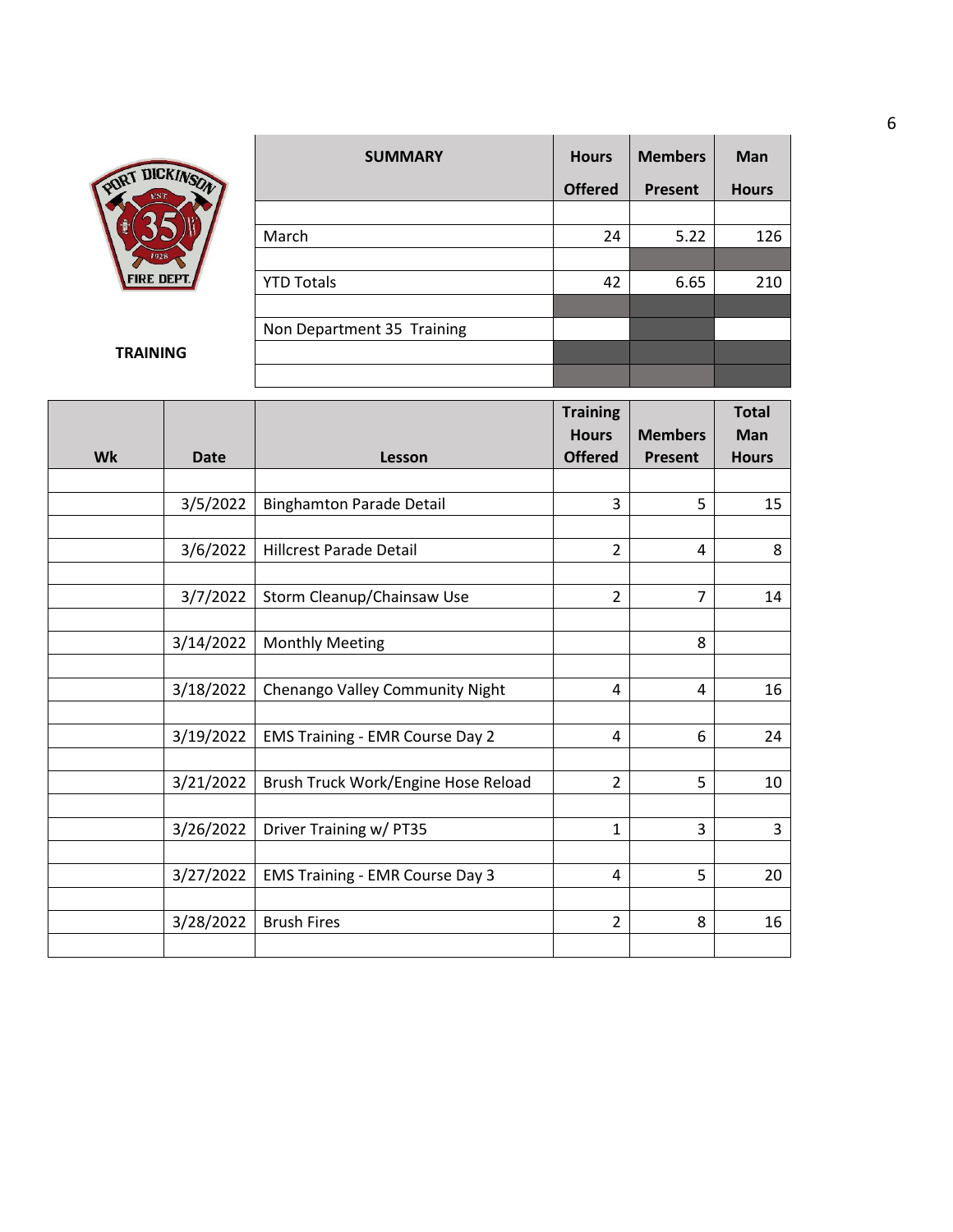PORT DICKINSON FIRE DEPT. 35 EST. 1928

**TRAINING**

| SUMMARY | Hours Offered | Members Present | Man Hours |
|---|---|---|---|
| March | 24 | 5.22 | 126 |
| YTD Totals | 42 | 6.65 | 210 |
| Non Department 35 Training | | | |

| Wk | Date | Lesson | Training Hours Offered | Members Present | Total Man Hours |
|---|---|---|---|---|---|
| | 3/5/2022 | Binghamton Parade Detail | 3 | 5 | 15 |
| | 3/6/2022 | Hillcrest Parade Detail | 2 | 4 | 8 |
| | 3/7/2022 | Storm Cleanup/Chainsaw Use | 2 | 7 | 14 |
| | 3/14/2022 | Monthly Meeting | | 8 | |
| | 3/18/2022 | Chenango Valley Community Night | 4 | 4 | 16 |
| | 3/19/2022 | EMS Training - EMR Course Day 2 | 4 | 6 | 24 |
| | 3/21/2022 | Brush Truck Work/Engine Hose Reload | 2 | 5 | 10 |
| | 3/26/2022 | Driver Training w/ PT35 | 1 | 3 | 3 |
| | 3/27/2022 | EMS Training - EMR Course Day 3 | 4 | 5 | 20 |
| | 3/28/2022 | Brush Fires | 2 | 8 | 16 |